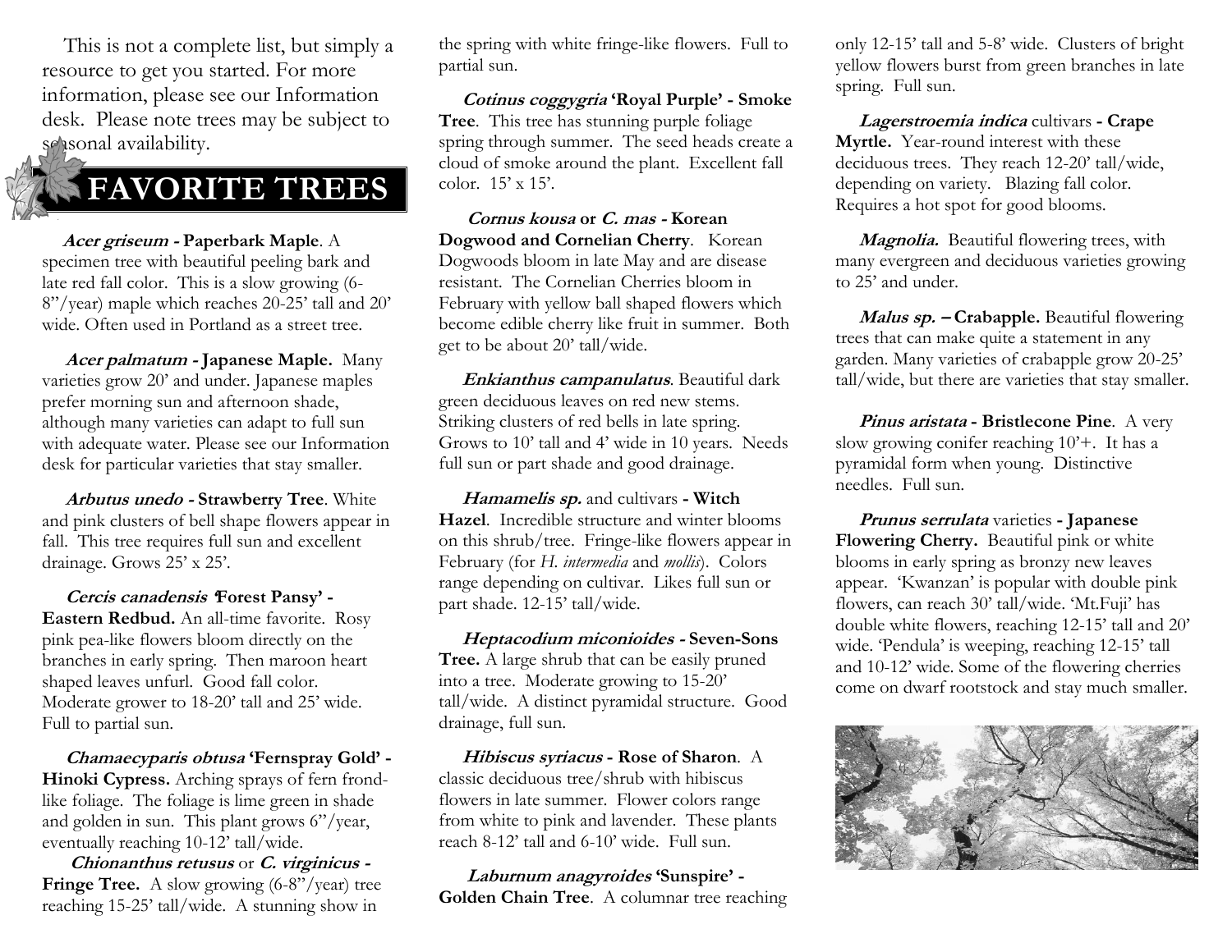This is not a complete list, but simply a resource to get you started. For more information, please see our Information desk. Please note trees may be subject to seasonal availability.

# FAVORITE TREES

***Acer griseum*** **- Paperbark Maple**. A specimen tree with beautiful peeling bark and late red fall color. This is a slow growing (6-8"/year) maple which reaches 20-25' tall and 20' wide. Often used in Portland as a street tree.

***Acer palmatum*** **- Japanese Maple.** Many varieties grow 20' and under. Japanese maples prefer morning sun and afternoon shade, although many varieties can adapt to full sun with adequate water. Please see our Information desk for particular varieties that stay smaller.

***Arbutus unedo*** **- Strawberry Tree**. White and pink clusters of bell shape flowers appear in fall. This tree requires full sun and excellent drainage. Grows 25' x 25'.

***Cercis canadensis*** **'Forest Pansy' - Eastern Redbud.** An all-time favorite. Rosy pink pea-like flowers bloom directly on the branches in early spring. Then maroon heart shaped leaves unfurl. Good fall color. Moderate grower to 18-20' tall and 25' wide. Full to partial sun.

***Chamaecyparis obtusa*** **'Fernspray Gold' - Hinoki Cypress.** Arching sprays of fern frond-like foliage. The foliage is lime green in shade and golden in sun. This plant grows 6"/year, eventually reaching 10-12' tall/wide.

***Chionanthus retusus*** or ***C. virginicus*** **- Fringe Tree.** A slow growing (6-8"/year) tree reaching 15-25' tall/wide. A stunning show in the spring with white fringe-like flowers. Full to partial sun.

***Cotinus coggygria*** **'Royal Purple' - Smoke Tree**. This tree has stunning purple foliage spring through summer. The seed heads create a cloud of smoke around the plant. Excellent fall color. 15' x 15'.

***Cornus kousa*** **or** ***C. mas*** **- Korean Dogwood and Cornelian Cherry**. Korean Dogwoods bloom in late May and are disease resistant. The Cornelian Cherries bloom in February with yellow ball shaped flowers which become edible cherry like fruit in summer. Both get to be about 20' tall/wide.

***Enkianthus campanulatus***. Beautiful dark green deciduous leaves on red new stems. Striking clusters of red bells in late spring. Grows to 10' tall and 4' wide in 10 years. Needs full sun or part shade and good drainage.

***Hamamelis sp.*** and cultivars **- Witch Hazel**. Incredible structure and winter blooms on this shrub/tree. Fringe-like flowers appear in February (for *H. intermedia* and *mollis*). Colors range depending on cultivar. Likes full sun or part shade. 12-15' tall/wide.

***Heptacodium miconioides*** **- Seven-Sons Tree.** A large shrub that can be easily pruned into a tree. Moderate growing to 15-20' tall/wide. A distinct pyramidal structure. Good drainage, full sun.

***Hibiscus syriacus*** **- Rose of Sharon**. A classic deciduous tree/shrub with hibiscus flowers in late summer. Flower colors range from white to pink and lavender. These plants reach 8-12' tall and 6-10' wide. Full sun.

***Laburnum anagyroides*** **'Sunspire' - Golden Chain Tree**. A columnar tree reaching only 12-15' tall and 5-8' wide. Clusters of bright yellow flowers burst from green branches in late spring. Full sun.

***Lagerstroemia indica*** cultivars **- Crape Myrtle.** Year-round interest with these deciduous trees. They reach 12-20' tall/wide, depending on variety. Blazing fall color. Requires a hot spot for good blooms.

***Magnolia.*** Beautiful flowering trees, with many evergreen and deciduous varieties growing to 25' and under.

***Malus sp.*** **– Crabapple.** Beautiful flowering trees that can make quite a statement in any garden. Many varieties of crabapple grow 20-25' tall/wide, but there are varieties that stay smaller.

***Pinus aristata*** **- Bristlecone Pine**. A very slow growing conifer reaching 10'+. It has a pyramidal form when young. Distinctive needles. Full sun.

***Prunus serrulata*** varieties **- Japanese Flowering Cherry.** Beautiful pink or white blooms in early spring as bronzy new leaves appear. 'Kwanzan' is popular with double pink flowers, can reach 30' tall/wide. 'Mt.Fuji' has double white flowers, reaching 12-15' tall and 20' wide. 'Pendula' is weeping, reaching 12-15' tall and 10-12' wide. Some of the flowering cherries come on dwarf rootstock and stay much smaller.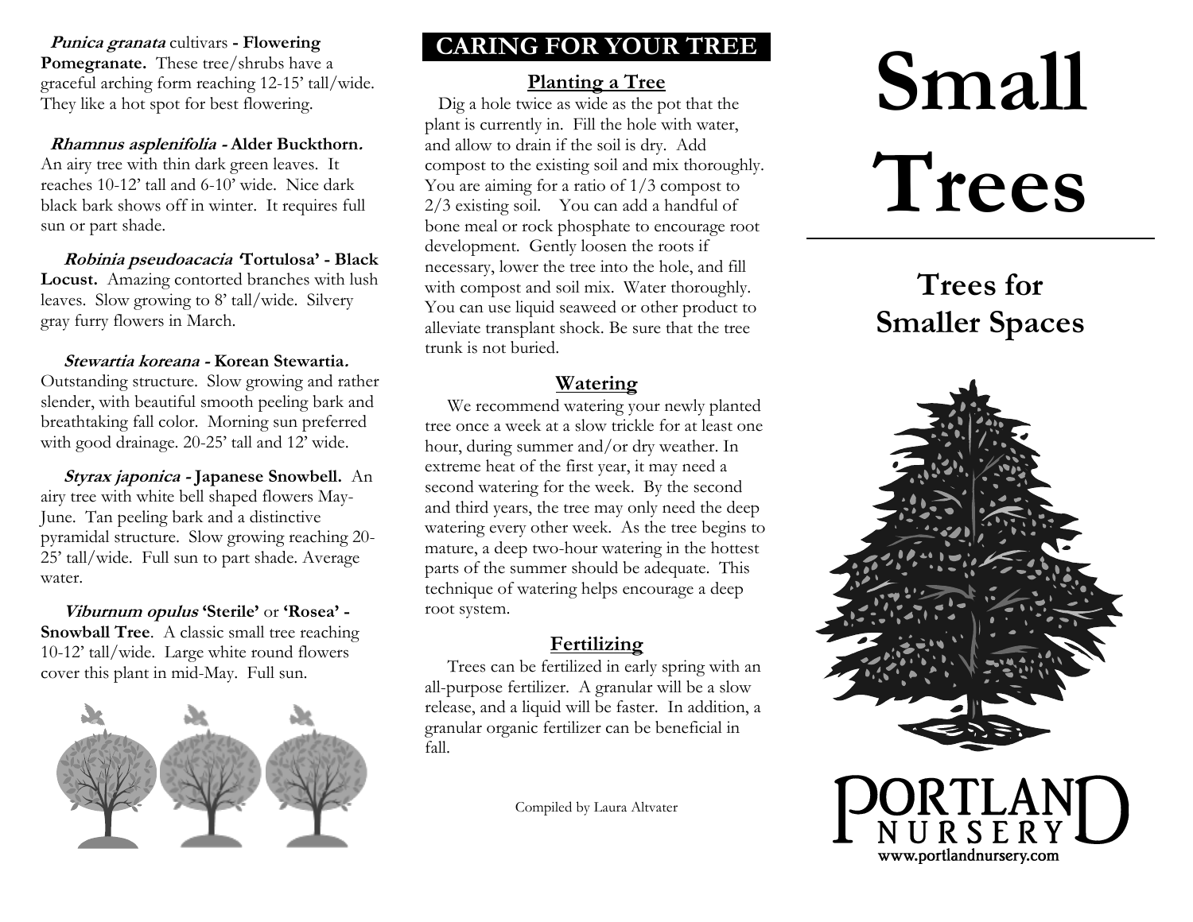***Punica granata*** cultivars **- Flowering Pomegranate.** These tree/shrubs have a graceful arching form reaching 12-15' tall/wide. They like a hot spot for best flowering.

***Rhamnus asplenifolia* - Alder Buckthorn.** An airy tree with thin dark green leaves. It reaches 10-12' tall and 6-10' wide. Nice dark black bark shows off in winter. It requires full sun or part shade.

***Robinia pseudoacacia* 'Tortulosa' - Black Locust.** Amazing contorted branches with lush leaves. Slow growing to 8' tall/wide. Silvery gray furry flowers in March.

***Stewartia koreana* - Korean Stewartia.** Outstanding structure. Slow growing and rather slender, with beautiful smooth peeling bark and breathtaking fall color. Morning sun preferred with good drainage. 20-25' tall and 12' wide.

***Styrax japonica* - Japanese Snowbell.** An airy tree with white bell shaped flowers May-June. Tan peeling bark and a distinctive pyramidal structure. Slow growing reaching 20-25' tall/wide. Full sun to part shade. Average water.

***Viburnum opulus* 'Sterile' or 'Rosea' - Snowball Tree**. A classic small tree reaching 10-12' tall/wide. Large white round flowers cover this plant in mid-May. Full sun.

## CARING FOR YOUR TREE

### Planting a Tree

Dig a hole twice as wide as the pot that the plant is currently in. Fill the hole with water, and allow to drain if the soil is dry. Add compost to the existing soil and mix thoroughly. You are aiming for a ratio of 1/3 compost to 2/3 existing soil. You can add a handful of bone meal or rock phosphate to encourage root development. Gently loosen the roots if necessary, lower the tree into the hole, and fill with compost and soil mix. Water thoroughly. You can use liquid seaweed or other product to alleviate transplant shock. Be sure that the tree trunk is not buried.

### Watering

We recommend watering your newly planted tree once a week at a slow trickle for at least one hour, during summer and/or dry weather. In extreme heat of the first year, it may need a second watering for the week. By the second and third years, the tree may only need the deep watering every other week. As the tree begins to mature, a deep two-hour watering in the hottest parts of the summer should be adequate. This technique of watering helps encourage a deep root system.

### Fertilizing

Trees can be fertilized in early spring with an all-purpose fertilizer. A granular will be a slow release, and a liquid will be faster. In addition, a granular organic fertilizer can be beneficial in fall.

Compiled by Laura Altvater

# Small Trees

## Trees for Smaller Spaces

PORTLAND NURSERY

www.portlandnursery.com